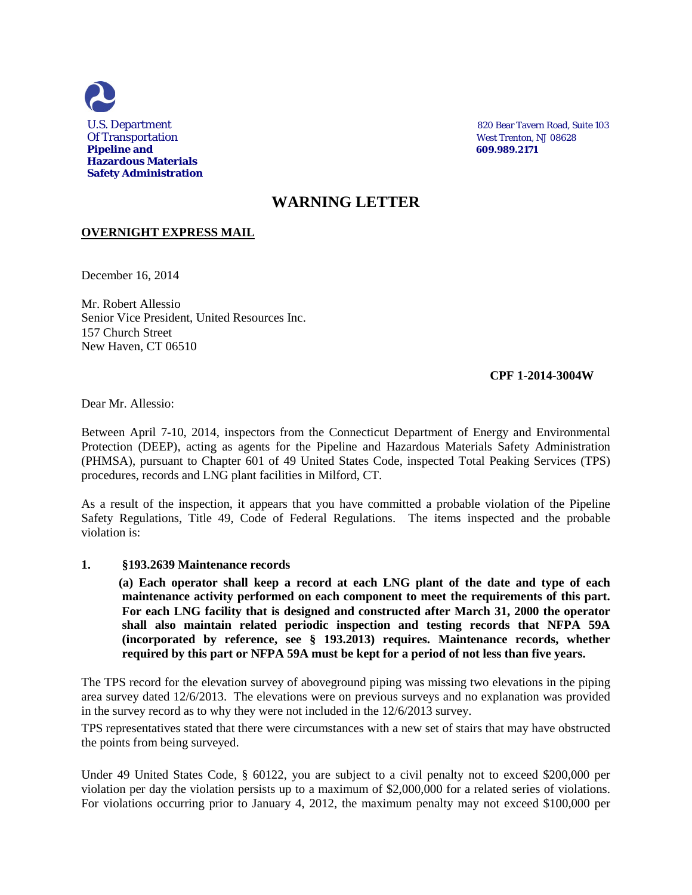U.S. Department
Of Transportation
**Pipeline and**
**Hazardous Materials**
**Safety Administration**

820 Bear Tavern Road, Suite 103
West Trenton, NJ 08628
**609.989.2171**

# WARNING LETTER

**OVERNIGHT EXPRESS MAIL**

December 16, 2014

Mr. Robert Allessio
Senior Vice President, United Resources Inc.
157 Church Street
New Haven, CT 06510

**CPF 1-2014-3004W**

Dear Mr. Allessio:

Between April 7-10, 2014, inspectors from the Connecticut Department of Energy and Environmental Protection (DEEP), acting as agents for the Pipeline and Hazardous Materials Safety Administration (PHMSA), pursuant to Chapter 601 of 49 United States Code, inspected Total Peaking Services (TPS) procedures, records and LNG plant facilities in Milford, CT.

As a result of the inspection, it appears that you have committed a probable violation of the Pipeline Safety Regulations, Title 49, Code of Federal Regulations. The items inspected and the probable violation is:

**1. §193.2639 Maintenance records**

**(a) Each operator shall keep a record at each LNG plant of the date and type of each maintenance activity performed on each component to meet the requirements of this part. For each LNG facility that is designed and constructed after March 31, 2000 the operator shall also maintain related periodic inspection and testing records that NFPA 59A (incorporated by reference, see § 193.2013) requires. Maintenance records, whether required by this part or NFPA 59A must be kept for a period of not less than five years.**

The TPS record for the elevation survey of aboveground piping was missing two elevations in the piping area survey dated 12/6/2013. The elevations were on previous surveys and no explanation was provided in the survey record as to why they were not included in the 12/6/2013 survey.

TPS representatives stated that there were circumstances with a new set of stairs that may have obstructed the points from being surveyed.

Under 49 United States Code, § 60122, you are subject to a civil penalty not to exceed $200,000 per violation per day the violation persists up to a maximum of $2,000,000 for a related series of violations. For violations occurring prior to January 4, 2012, the maximum penalty may not exceed $100,000 per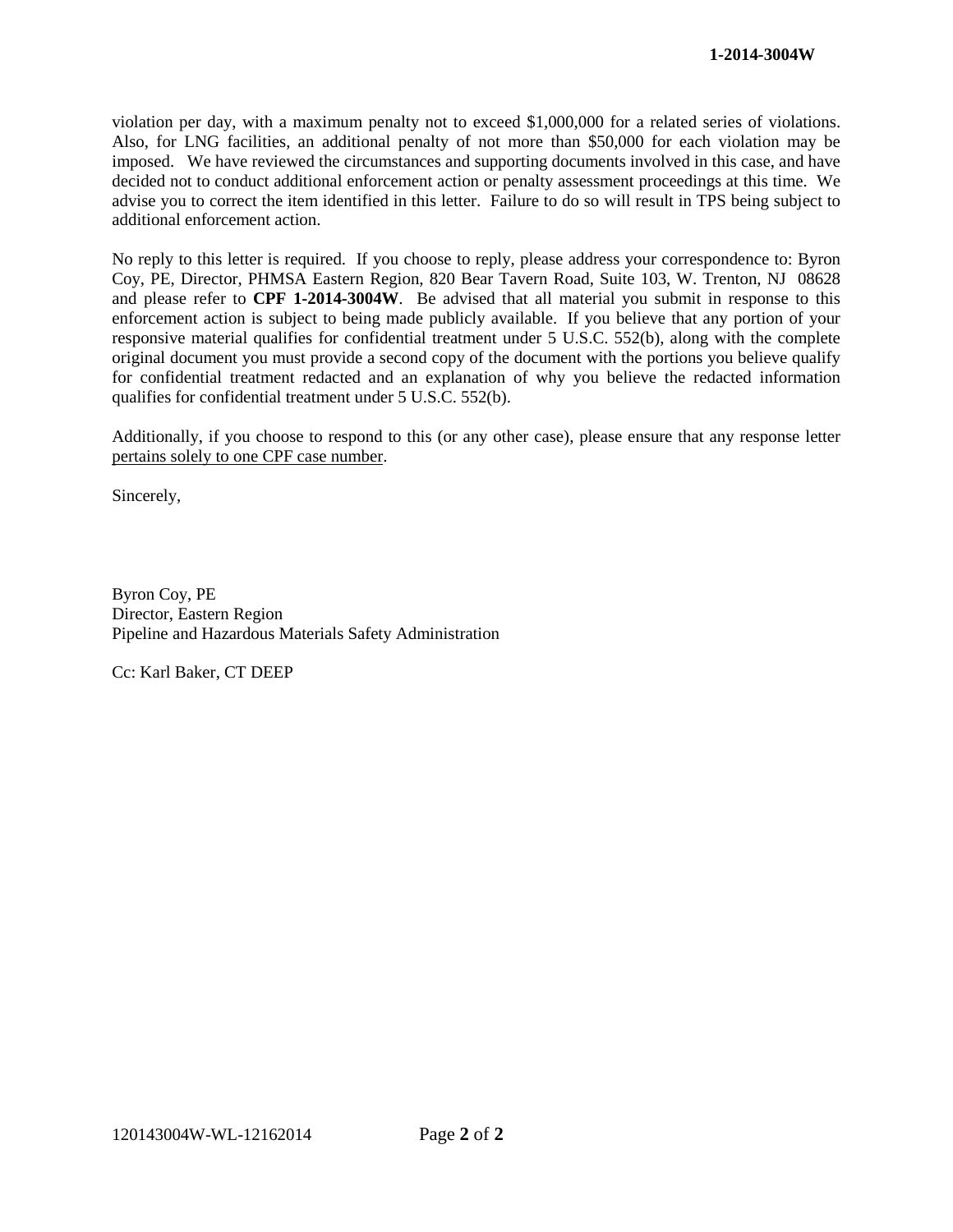violation per day, with a maximum penalty not to exceed $1,000,000 for a related series of violations. Also, for LNG facilities, an additional penalty of not more than $50,000 for each violation may be imposed. We have reviewed the circumstances and supporting documents involved in this case, and have decided not to conduct additional enforcement action or penalty assessment proceedings at this time. We advise you to correct the item identified in this letter. Failure to do so will result in TPS being subject to additional enforcement action.

No reply to this letter is required. If you choose to reply, please address your correspondence to: Byron Coy, PE, Director, PHMSA Eastern Region, 820 Bear Tavern Road, Suite 103, W. Trenton, NJ 08628 and please refer to **CPF 1-2014-3004W**. Be advised that all material you submit in response to this enforcement action is subject to being made publicly available. If you believe that any portion of your responsive material qualifies for confidential treatment under 5 U.S.C. 552(b), along with the complete original document you must provide a second copy of the document with the portions you believe qualify for confidential treatment redacted and an explanation of why you believe the redacted information qualifies for confidential treatment under 5 U.S.C. 552(b).

Additionally, if you choose to respond to this (or any other case), please ensure that any response letter pertains solely to one CPF case number.

Sincerely,

Byron Coy, PE
Director, Eastern Region
Pipeline and Hazardous Materials Safety Administration

Cc: Karl Baker, CT DEEP